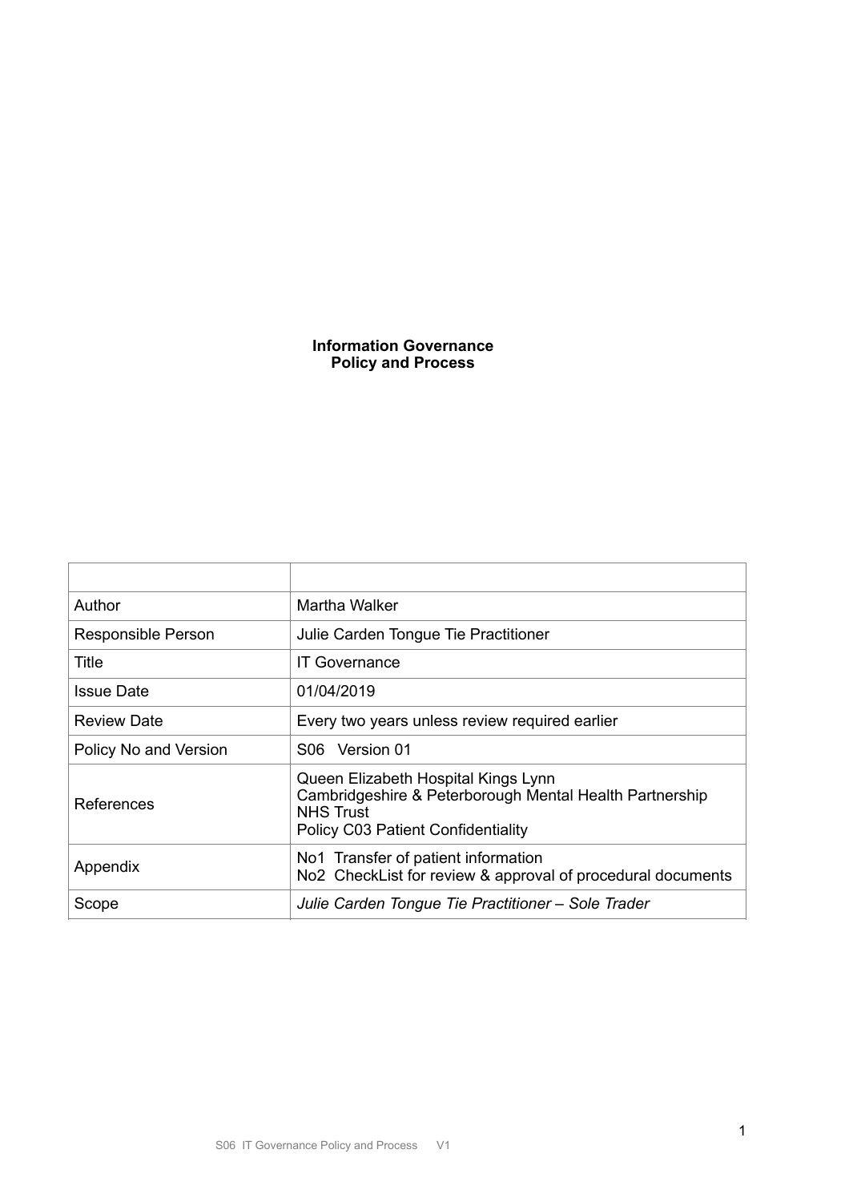**Information Governance**
**Policy and Process**

| | |
|---|---|
| Author | Martha Walker |
| Responsible Person | Julie Carden Tongue Tie Practitioner |
| Title | IT Governance |
| Issue Date | 01/04/2019 |
| Review Date | Every two years unless review required earlier |
| Policy No and Version | S06 Version 01 |
| References | Queen Elizabeth Hospital Kings Lynn<br>Cambridgeshire & Peterborough Mental Health Partnership NHS Trust<br>Policy C03 Patient Confidentiality |
| Appendix | No1 Transfer of patient information<br>No2 CheckList for review & approval of procedural documents |
| Scope | *Julie Carden Tongue Tie Practitioner – Sole Trader* |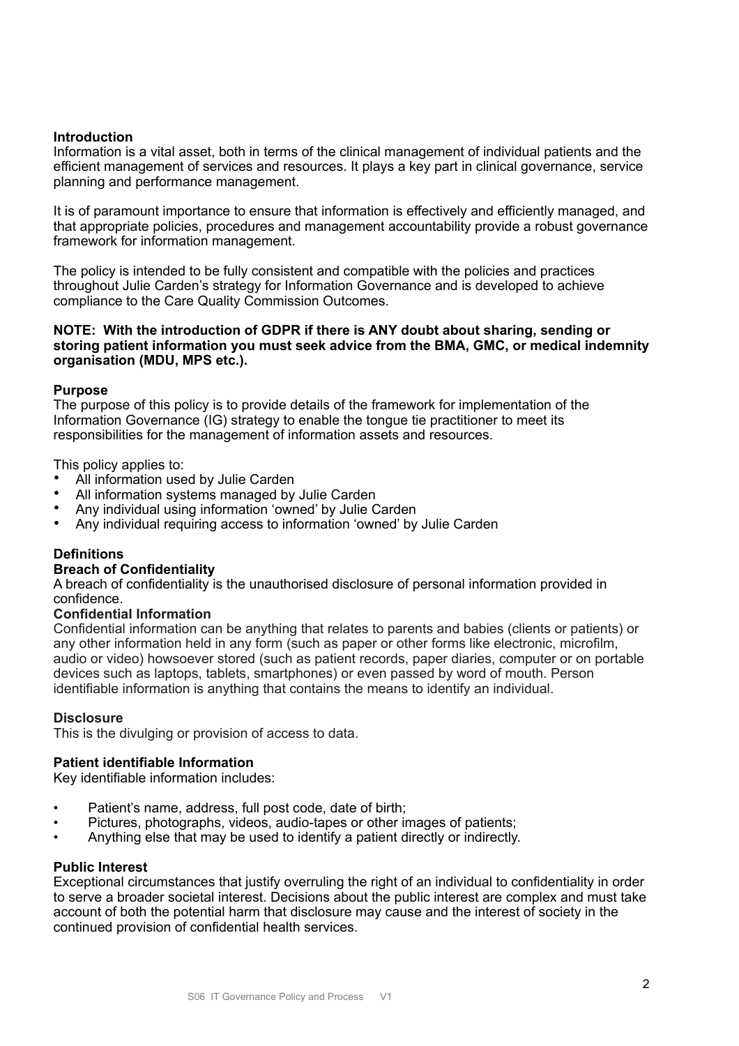## Introduction

Information is a vital asset, both in terms of the clinical management of individual patients and the efficient management of services and resources. It plays a key part in clinical governance, service planning and performance management.

It is of paramount importance to ensure that information is effectively and efficiently managed, and that appropriate policies, procedures and management accountability provide a robust governance framework for information management.

The policy is intended to be fully consistent and compatible with the policies and practices throughout Julie Carden's strategy for Information Governance and is developed to achieve compliance to the Care Quality Commission Outcomes.

**NOTE: With the introduction of GDPR if there is ANY doubt about sharing, sending or storing patient information you must seek advice from the BMA, GMC, or medical indemnity organisation (MDU, MPS etc.).**

## Purpose

The purpose of this policy is to provide details of the framework for implementation of the Information Governance (IG) strategy to enable the tongue tie practitioner to meet its responsibilities for the management of information assets and resources.

This policy applies to:

- All information used by Julie Carden
- All information systems managed by Julie Carden
- Any individual using information 'owned' by Julie Carden
- Any individual requiring access to information 'owned' by Julie Carden

## Definitions

### Breach of Confidentiality

A breach of confidentiality is the unauthorised disclosure of personal information provided in confidence.

### Confidential Information

Confidential information can be anything that relates to parents and babies (clients or patients) or any other information held in any form (such as paper or other forms like electronic, microfilm, audio or video) howsoever stored (such as patient records, paper diaries, computer or on portable devices such as laptops, tablets, smartphones) or even passed by word of mouth. Person identifiable information is anything that contains the means to identify an individual.

### Disclosure

This is the divulging or provision of access to data.

### Patient identifiable Information

Key identifiable information includes:

- Patient's name, address, full post code, date of birth;
- Pictures, photographs, videos, audio-tapes or other images of patients;
- Anything else that may be used to identify a patient directly or indirectly.

### Public Interest

Exceptional circumstances that justify overruling the right of an individual to confidentiality in order to serve a broader societal interest. Decisions about the public interest are complex and must take account of both the potential harm that disclosure may cause and the interest of society in the continued provision of confidential health services.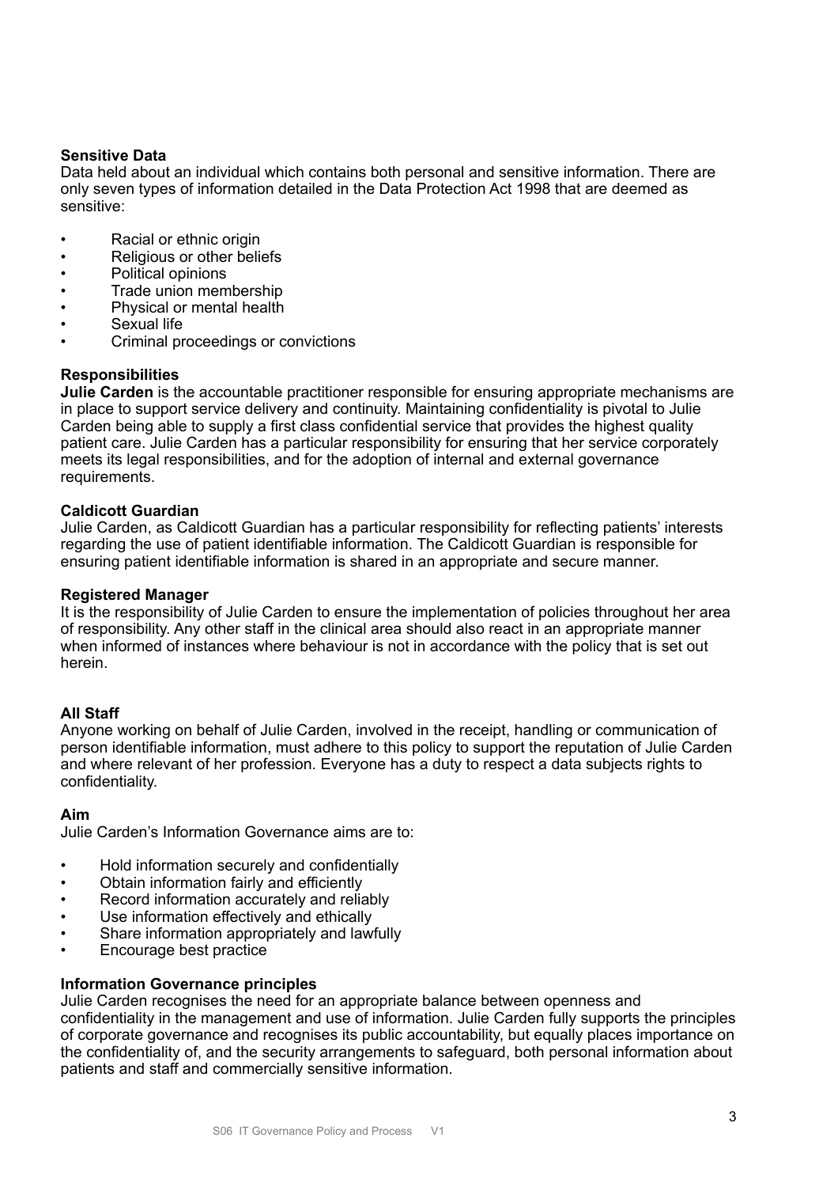**Sensitive Data**
Data held about an individual which contains both personal and sensitive information. There are only seven types of information detailed in the Data Protection Act 1998 that are deemed as sensitive:

- Racial or ethnic origin
- Religious or other beliefs
- Political opinions
- Trade union membership
- Physical or mental health
- Sexual life
- Criminal proceedings or convictions

**Responsibilities**
**Julie Carden** is the accountable practitioner responsible for ensuring appropriate mechanisms are in place to support service delivery and continuity. Maintaining confidentiality is pivotal to Julie Carden being able to supply a first class confidential service that provides the highest quality patient care. Julie Carden has a particular responsibility for ensuring that her service corporately meets its legal responsibilities, and for the adoption of internal and external governance requirements.

**Caldicott Guardian**
Julie Carden, as Caldicott Guardian has a particular responsibility for reflecting patients' interests regarding the use of patient identifiable information. The Caldicott Guardian is responsible for ensuring patient identifiable information is shared in an appropriate and secure manner.

**Registered Manager**
It is the responsibility of Julie Carden to ensure the implementation of policies throughout her area of responsibility. Any other staff in the clinical area should also react in an appropriate manner when informed of instances where behaviour is not in accordance with the policy that is set out herein.

**All Staff**
Anyone working on behalf of Julie Carden, involved in the receipt, handling or communication of person identifiable information, must adhere to this policy to support the reputation of Julie Carden and where relevant of her profession. Everyone has a duty to respect a data subjects rights to confidentiality.

**Aim**
Julie Carden's Information Governance aims are to:

- Hold information securely and confidentially
- Obtain information fairly and efficiently
- Record information accurately and reliably
- Use information effectively and ethically
- Share information appropriately and lawfully
- Encourage best practice

**Information Governance principles**
Julie Carden recognises the need for an appropriate balance between openness and confidentiality in the management and use of information. Julie Carden fully supports the principles of corporate governance and recognises its public accountability, but equally places importance on the confidentiality of, and the security arrangements to safeguard, both personal information about patients and staff and commercially sensitive information.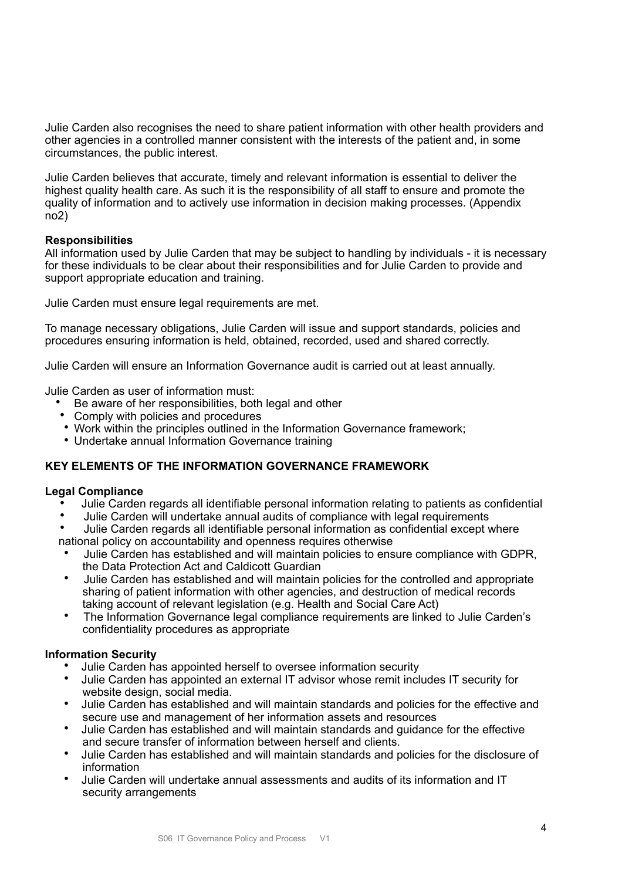Julie Carden also recognises the need to share patient information with other health providers and other agencies in a controlled manner consistent with the interests of the patient and, in some circumstances, the public interest.

Julie Carden believes that accurate, timely and relevant information is essential to deliver the highest quality health care. As such it is the responsibility of all staff to ensure and promote the quality of information and to actively use information in decision making processes. (Appendix no2)

**Responsibilities**
All information used by Julie Carden that may be subject to handling by individuals - it is necessary for these individuals to be clear about their responsibilities and for Julie Carden to provide and support appropriate education and training.

Julie Carden must ensure legal requirements are met.

To manage necessary obligations, Julie Carden will issue and support standards, policies and procedures ensuring information is held, obtained, recorded, used and shared correctly.

Julie Carden will ensure an Information Governance audit is carried out at least annually.

Julie Carden as user of information must:

- Be aware of her responsibilities, both legal and other
- Comply with policies and procedures
- Work within the principles outlined in the Information Governance framework;
- Undertake annual Information Governance training

**KEY ELEMENTS OF THE INFORMATION GOVERNANCE FRAMEWORK**

**Legal Compliance**

- Julie Carden regards all identifiable personal information relating to patients as confidential
- Julie Carden will undertake annual audits of compliance with legal requirements
- Julie Carden regards all identifiable personal information as confidential except where national policy on accountability and openness requires otherwise
- Julie Carden has established and will maintain policies to ensure compliance with GDPR, the Data Protection Act and Caldicott Guardian
- Julie Carden has established and will maintain policies for the controlled and appropriate sharing of patient information with other agencies, and destruction of medical records taking account of relevant legislation (e.g. Health and Social Care Act)
- The Information Governance legal compliance requirements are linked to Julie Carden's confidentiality procedures as appropriate

**Information Security**

- Julie Carden has appointed herself to oversee information security
- Julie Carden has appointed an external IT advisor whose remit includes IT security for website design, social media.
- Julie Carden has established and will maintain standards and policies for the effective and secure use and management of her information assets and resources
- Julie Carden has established and will maintain standards and guidance for the effective and secure transfer of information between herself and clients.
- Julie Carden has established and will maintain standards and policies for the disclosure of information
- Julie Carden will undertake annual assessments and audits of its information and IT security arrangements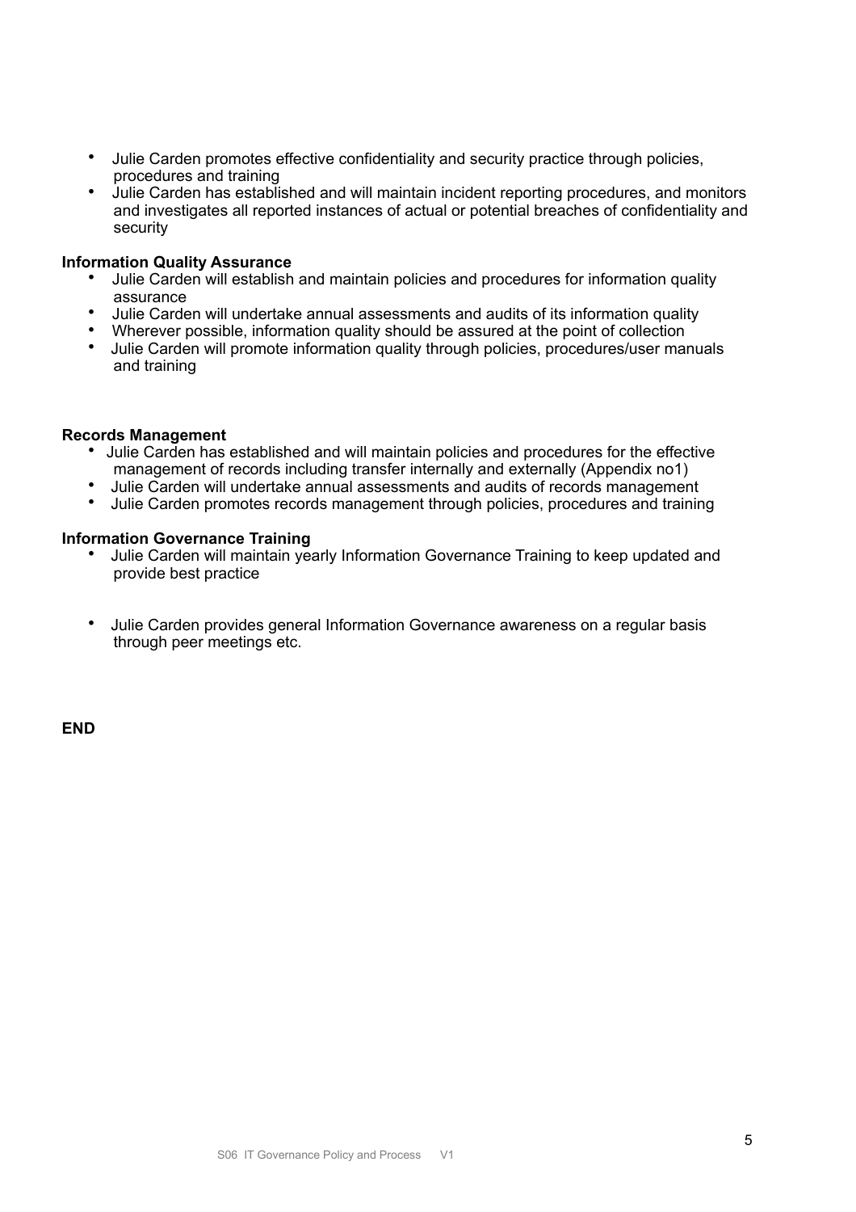- Julie Carden promotes effective confidentiality and security practice through policies, procedures and training
- Julie Carden has established and will maintain incident reporting procedures, and monitors and investigates all reported instances of actual or potential breaches of confidentiality and security

**Information Quality Assurance**

- Julie Carden will establish and maintain policies and procedures for information quality assurance
- Julie Carden will undertake annual assessments and audits of its information quality
- Wherever possible, information quality should be assured at the point of collection
- Julie Carden will promote information quality through policies, procedures/user manuals and training

**Records Management**

- Julie Carden has established and will maintain policies and procedures for the effective management of records including transfer internally and externally (Appendix no1)
- Julie Carden will undertake annual assessments and audits of records management
- Julie Carden promotes records management through policies, procedures and training

**Information Governance Training**

- Julie Carden will maintain yearly Information Governance Training to keep updated and provide best practice

- Julie Carden provides general Information Governance awareness on a regular basis through peer meetings etc.

**END**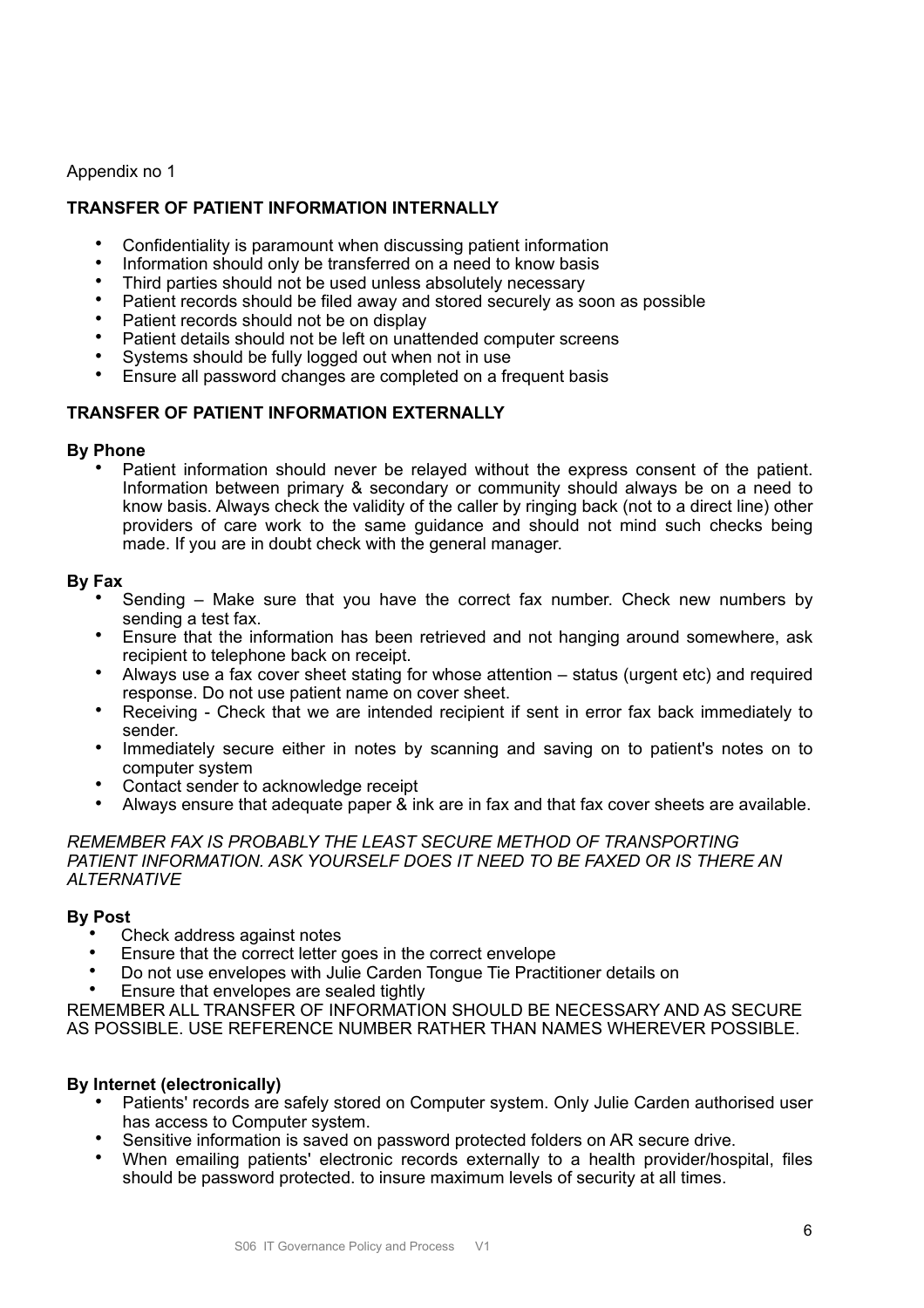Appendix no 1

**TRANSFER OF PATIENT INFORMATION INTERNALLY**

- Confidentiality is paramount when discussing patient information
- Information should only be transferred on a need to know basis
- Third parties should not be used unless absolutely necessary
- Patient records should be filed away and stored securely as soon as possible
- Patient records should not be on display
- Patient details should not be left on unattended computer screens
- Systems should be fully logged out when not in use
- Ensure all password changes are completed on a frequent basis

**TRANSFER OF PATIENT INFORMATION EXTERNALLY**

**By Phone**

- Patient information should never be relayed without the express consent of the patient. Information between primary & secondary or community should always be on a need to know basis. Always check the validity of the caller by ringing back (not to a direct line) other providers of care work to the same guidance and should not mind such checks being made. If you are in doubt check with the general manager.

**By Fax**

- Sending – Make sure that you have the correct fax number. Check new numbers by sending a test fax.
- Ensure that the information has been retrieved and not hanging around somewhere, ask recipient to telephone back on receipt.
- Always use a fax cover sheet stating for whose attention – status (urgent etc) and required response. Do not use patient name on cover sheet.
- Receiving - Check that we are intended recipient if sent in error fax back immediately to sender.
- Immediately secure either in notes by scanning and saving on to patient's notes on to computer system
- Contact sender to acknowledge receipt
- Always ensure that adequate paper & ink are in fax and that fax cover sheets are available.

*REMEMBER FAX IS PROBABLY THE LEAST SECURE METHOD OF TRANSPORTING PATIENT INFORMATION. ASK YOURSELF DOES IT NEED TO BE FAXED OR IS THERE AN ALTERNATIVE*

**By Post**

- Check address against notes
- Ensure that the correct letter goes in the correct envelope
- Do not use envelopes with Julie Carden Tongue Tie Practitioner details on
- Ensure that envelopes are sealed tightly

REMEMBER ALL TRANSFER OF INFORMATION SHOULD BE NECESSARY AND AS SECURE AS POSSIBLE. USE REFERENCE NUMBER RATHER THAN NAMES WHEREVER POSSIBLE.

**By Internet (electronically)**

- Patients' records are safely stored on Computer system. Only Julie Carden authorised user has access to Computer system.
- Sensitive information is saved on password protected folders on AR secure drive.
- When emailing patients' electronic records externally to a health provider/hospital, files should be password protected. to insure maximum levels of security at all times.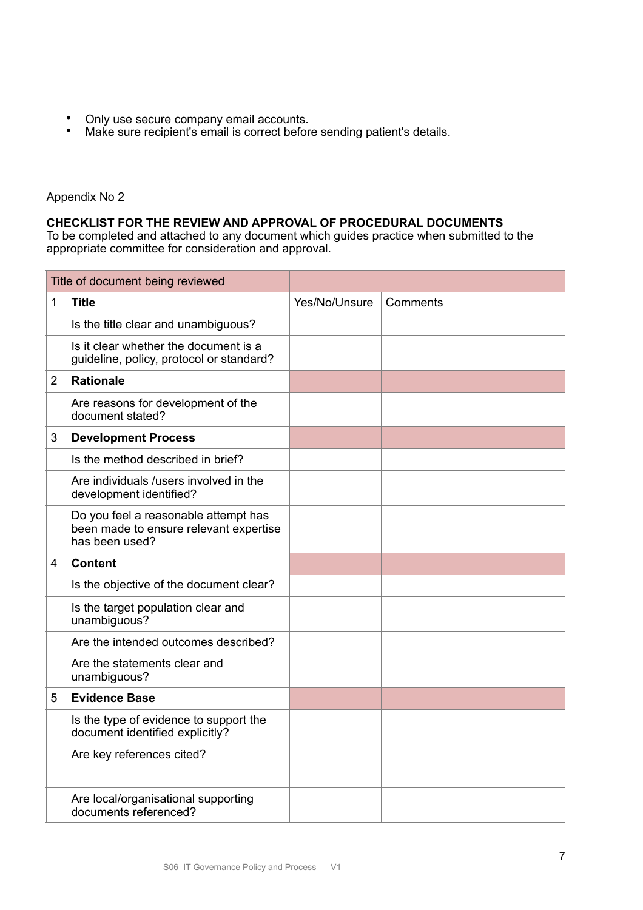- Only use secure company email accounts.
- Make sure recipient's email is correct before sending patient's details.

Appendix No 2

**CHECKLIST FOR THE REVIEW AND APPROVAL OF PROCEDURAL DOCUMENTS**
To be completed and attached to any document which guides practice when submitted to the appropriate committee for consideration and approval.

| Title of document being reviewed | | | |
|---|---|---|---|
| 1 | **Title** | Yes/No/Unsure | Comments |
| | Is the title clear and unambiguous? | | |
| | Is it clear whether the document is a guideline, policy, protocol or standard? | | |
| 2 | **Rationale** | | |
| | Are reasons for development of the document stated? | | |
| 3 | **Development Process** | | |
| | Is the method described in brief? | | |
| | Are individuals /users involved in the development identified? | | |
| | Do you feel a reasonable attempt has been made to ensure relevant expertise has been used? | | |
| 4 | **Content** | | |
| | Is the objective of the document clear? | | |
| | Is the target population clear and unambiguous? | | |
| | Are the intended outcomes described? | | |
| | Are the statements clear and unambiguous? | | |
| 5 | **Evidence Base** | | |
| | Is the type of evidence to support the document identified explicitly? | | |
| | Are key references cited? | | |
| | | | |
| | Are local/organisational supporting documents referenced? | | |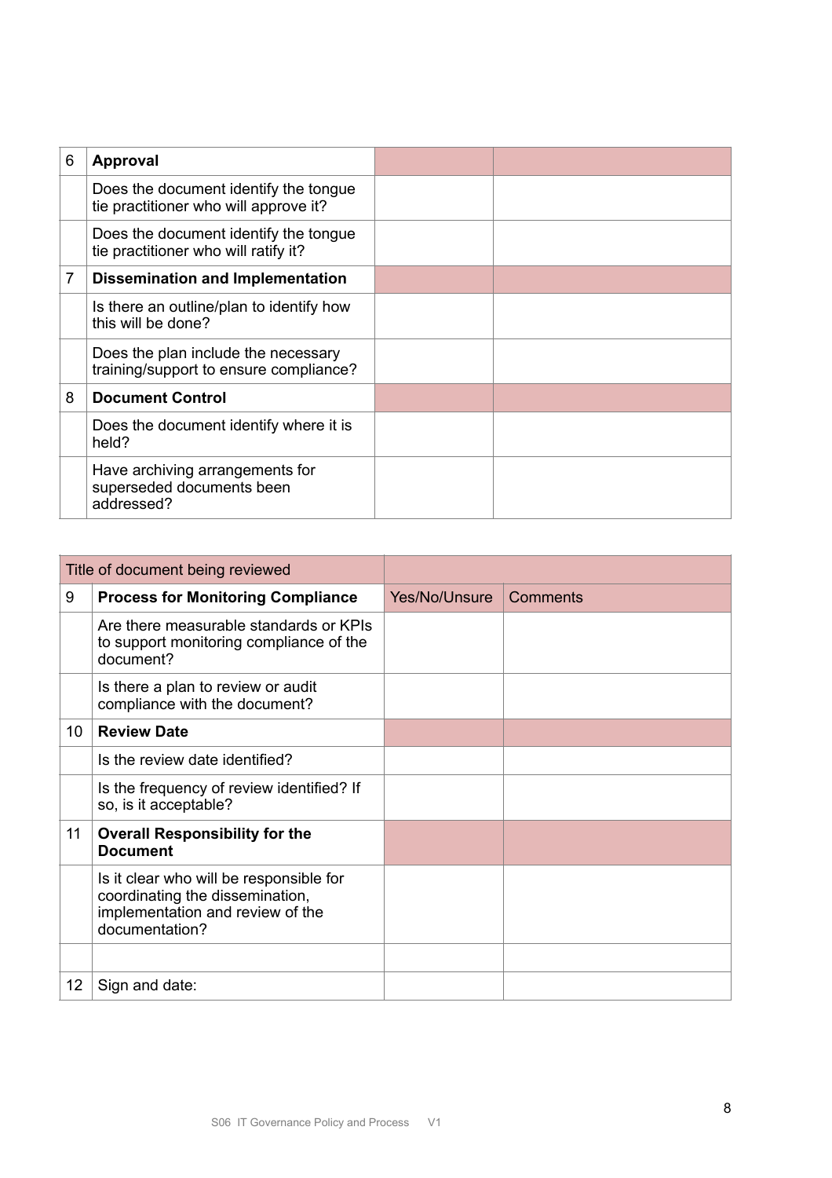| | | | |
|---|---|---|---|
| 6 | **Approval** | | |
| | Does the document identify the tongue tie practitioner who will approve it? | | |
| | Does the document identify the tongue tie practitioner who will ratify it? | | |
| 7 | **Dissemination and Implementation** | | |
| | Is there an outline/plan to identify how this will be done? | | |
| | Does the plan include the necessary training/support to ensure compliance? | | |
| 8 | **Document Control** | | |
| | Does the document identify where it is held? | | |
| | Have archiving arrangements for superseded documents been addressed? | | |

| Title of document being reviewed | | | |
|---|---|---|---|
| 9 | **Process for Monitoring Compliance** | Yes/No/Unsure | Comments |
| | Are there measurable standards or KPIs to support monitoring compliance of the document? | | |
| | Is there a plan to review or audit compliance with the document? | | |
| 10 | **Review Date** | | |
| | Is the review date identified? | | |
| | Is the frequency of review identified? If so, is it acceptable? | | |
| 11 | **Overall Responsibility for the Document** | | |
| | Is it clear who will be responsible for coordinating the dissemination, implementation and review of the documentation? | | |
| | | | |
| 12 | Sign and date: | | |